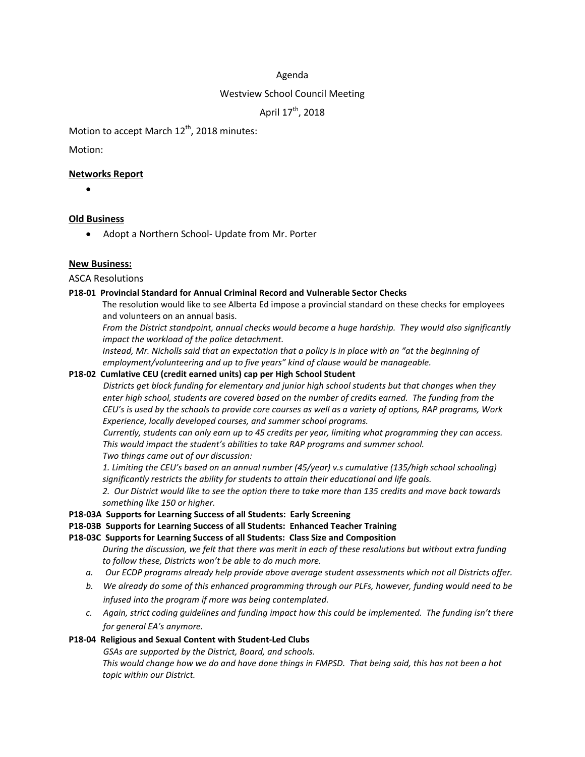Agenda

Westview School Council Meeting

April 17th, 2018

Motion to accept March 12th, 2018 minutes:

Motion:

**Networks Report**

- 

**Old Business**

- Adopt a Northern School- Update from Mr. Porter

**New Business:**

ASCA Resolutions

**P18-01 Provincial Standard for Annual Criminal Record and Vulnerable Sector Checks**

The resolution would like to see Alberta Ed impose a provincial standard on these checks for employees and volunteers on an annual basis.

*From the District standpoint, annual checks would become a huge hardship. They would also significantly impact the workload of the police detachment.*

*Instead, Mr. Nicholls said that an expectation that a policy is in place with an "at the beginning of employment/volunteering and up to five years" kind of clause would be manageable.*

**P18-02 Cumlative CEU (credit earned units) cap per High School Student**

*Districts get block funding for elementary and junior high school students but that changes when they enter high school, students are covered based on the number of credits earned. The funding from the CEU's is used by the schools to provide core courses as well as a variety of options, RAP programs, Work Experience, locally developed courses, and summer school programs.*

*Currently, students can only earn up to 45 credits per year, limiting what programming they can access. This would impact the student's abilities to take RAP programs and summer school.*

*Two things came out of our discussion:*

*1. Limiting the CEU's based on an annual number (45/year) v.s cumulative (135/high school schooling) significantly restricts the ability for students to attain their educational and life goals.*

*2. Our District would like to see the option there to take more than 135 credits and move back towards something like 150 or higher.*

**P18-03A Supports for Learning Success of all Students: Early Screening**

**P18-03B Supports for Learning Success of all Students: Enhanced Teacher Training**

**P18-03C Supports for Learning Success of all Students: Class Size and Composition**

*During the discussion, we felt that there was merit in each of these resolutions but without extra funding to follow these, Districts won't be able to do much more.*

*a. Our ECDP programs already help provide above average student assessments which not all Districts offer.*

*b. We already do some of this enhanced programming through our PLFs, however, funding would need to be infused into the program if more was being contemplated.*

*c. Again, strict coding guidelines and funding impact how this could be implemented. The funding isn't there for general EA's anymore.*

**P18-04 Religious and Sexual Content with Student-Led Clubs**

*GSAs are supported by the District, Board, and schools.*

*This would change how we do and have done things in FMPSD. That being said, this has not been a hot topic within our District.*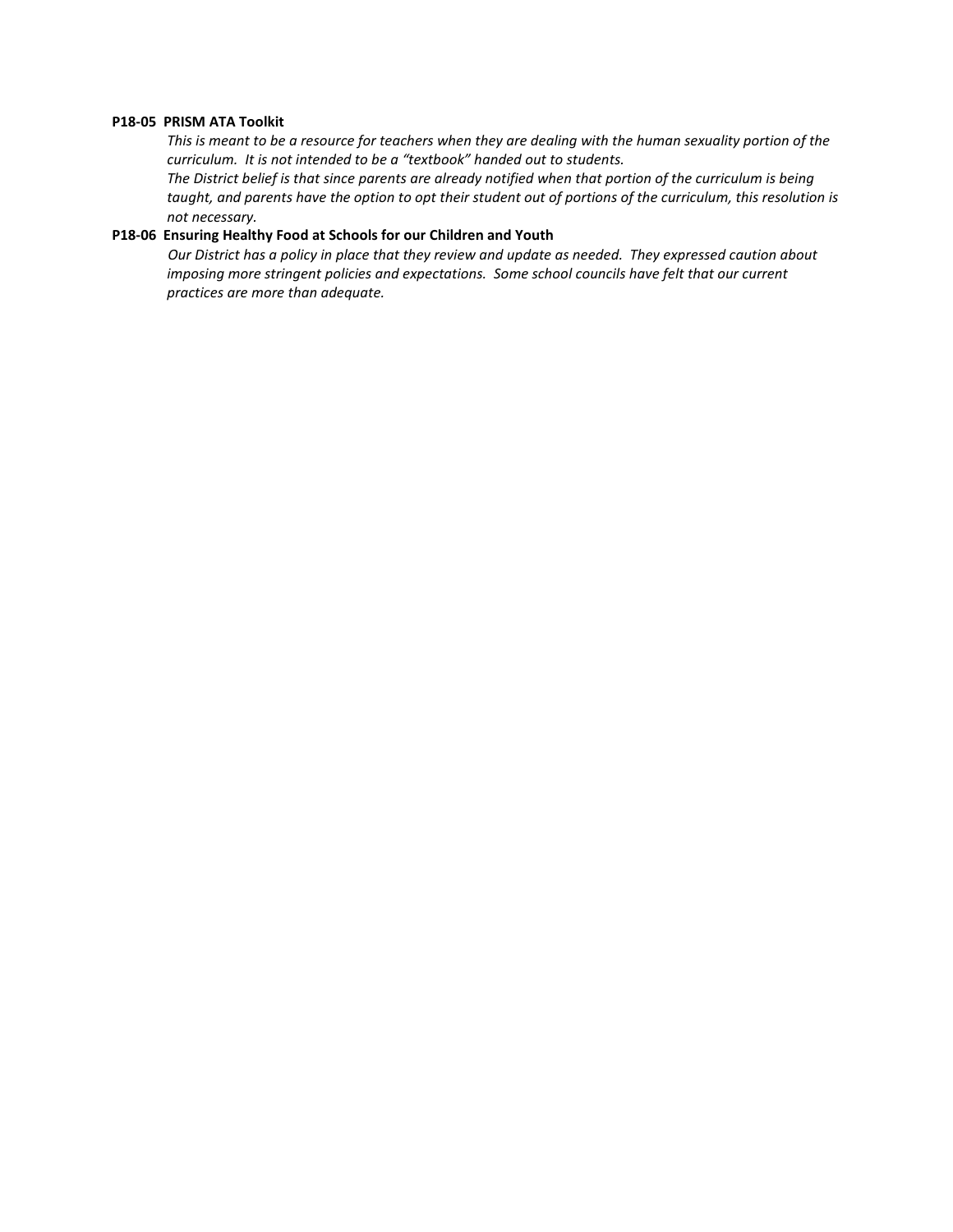**P18-05 PRISM ATA Toolkit**

*This is meant to be a resource for teachers when they are dealing with the human sexuality portion of the curriculum. It is not intended to be a "textbook" handed out to students.*

*The District belief is that since parents are already notified when that portion of the curriculum is being taught, and parents have the option to opt their student out of portions of the curriculum, this resolution is not necessary.*

**P18-06 Ensuring Healthy Food at Schools for our Children and Youth**

*Our District has a policy in place that they review and update as needed. They expressed caution about imposing more stringent policies and expectations. Some school councils have felt that our current practices are more than adequate.*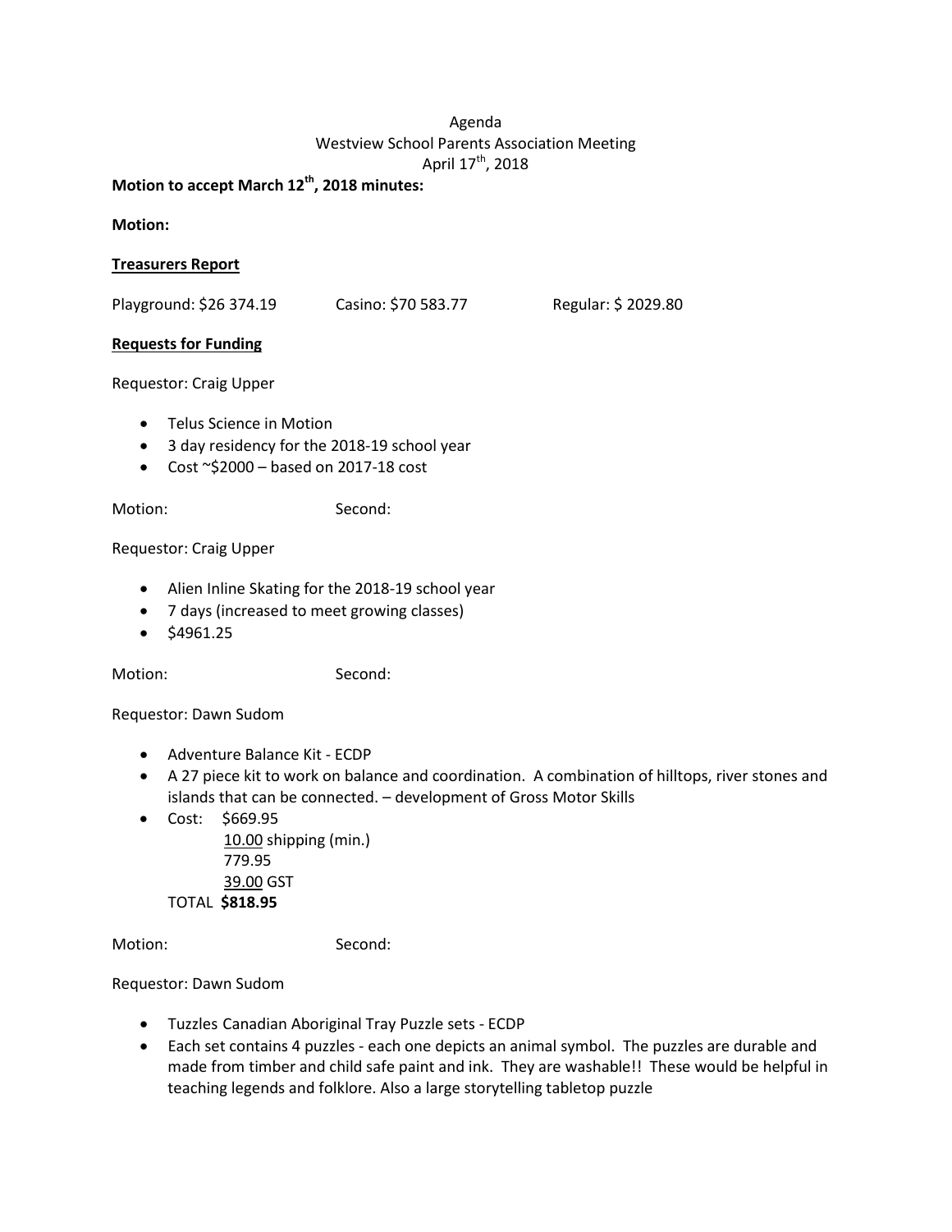Agenda
Westview School Parents Association Meeting
April 17th, 2018

**Motion to accept March 12th, 2018 minutes:**

**Motion:**

**<u>Treasurers Report</u>**

Playground: $26 374.19 Casino: $70 583.77 Regular: $ 2029.80

**<u>Requests for Funding</u>**

Requestor: Craig Upper

- Telus Science in Motion
- 3 day residency for the 2018-19 school year
- Cost ~$2000 – based on 2017-18 cost

Motion: Second:

Requestor: Craig Upper

- Alien Inline Skating for the 2018-19 school year
- 7 days (increased to meet growing classes)
- $4961.25

Motion: Second:

Requestor: Dawn Sudom

- Adventure Balance Kit - ECDP
- A 27 piece kit to work on balance and coordination. A combination of hilltops, river stones and islands that can be connected. – development of Gross Motor Skills
- Cost: $669.95
  <u>10.00</u> shipping (min.)
  779.95
  <u>39.00</u> GST
  TOTAL **$818.95**

Motion: Second:

Requestor: Dawn Sudom

- Tuzzles Canadian Aboriginal Tray Puzzle sets - ECDP
- Each set contains 4 puzzles - each one depicts an animal symbol. The puzzles are durable and made from timber and child safe paint and ink. They are washable!! These would be helpful in teaching legends and folklore. Also a large storytelling tabletop puzzle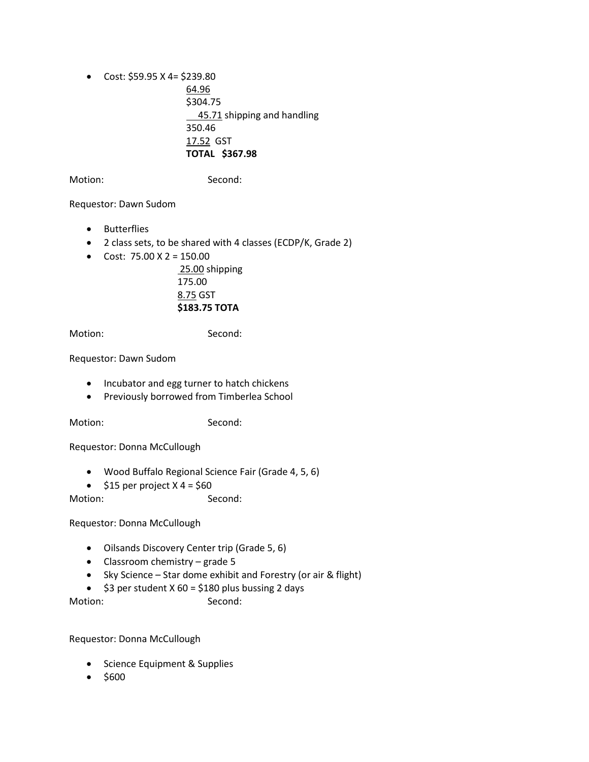- Cost: $59.95 X 4= $239.80

  64.96
  $304.75
  45.71 shipping and handling
  350.46
  17.52 GST
  **TOTAL $367.98**

Motion: Second:

Requestor: Dawn Sudom

- Butterflies
- 2 class sets, to be shared with 4 classes (ECDP/K, Grade 2)
- Cost: 75.00 X 2 = 150.00

  25.00 shipping
  175.00
  8.75 GST
  **$183.75 TOTA**

Motion: Second:

Requestor: Dawn Sudom

- Incubator and egg turner to hatch chickens
- Previously borrowed from Timberlea School

Motion: Second:

Requestor: Donna McCullough

- Wood Buffalo Regional Science Fair (Grade 4, 5, 6)
- $15 per project X 4 = $60

Motion: Second:

Requestor: Donna McCullough

- Oilsands Discovery Center trip (Grade 5, 6)
- Classroom chemistry – grade 5
- Sky Science – Star dome exhibit and Forestry (or air & flight)
- $3 per student X 60 = $180 plus bussing 2 days

Motion: Second:

Requestor: Donna McCullough

- Science Equipment & Supplies
- $600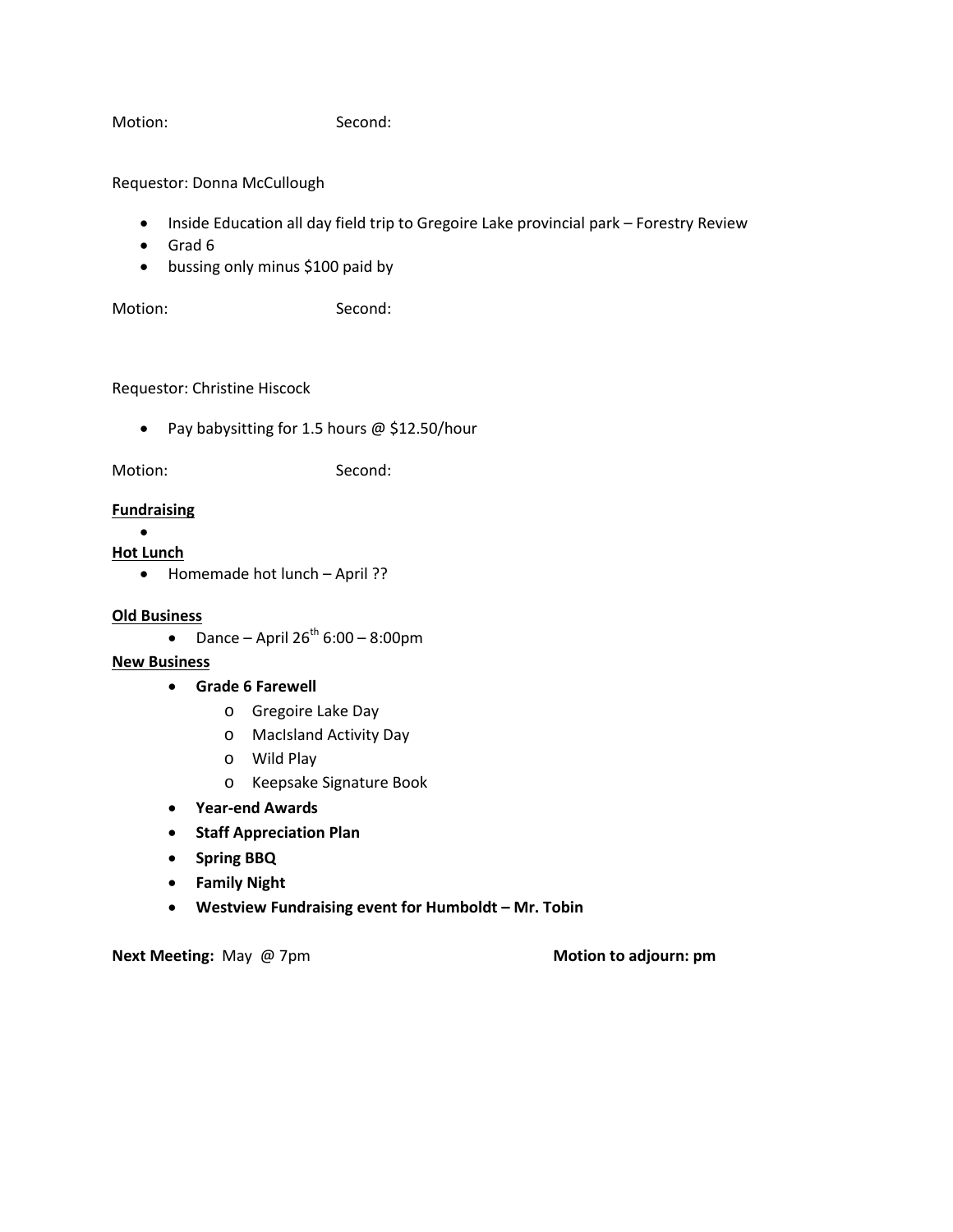Motion: Second:

Requestor: Donna McCullough

- Inside Education all day field trip to Gregoire Lake provincial park – Forestry Review
- Grad 6
- bussing only minus $100 paid by

Motion: Second:

Requestor: Christine Hiscock

- Pay babysitting for 1.5 hours @ $12.50/hour

Motion: Second:

**Fundraising**

- 

**Hot Lunch**

- Homemade hot lunch – April ??

**Old Business**

- Dance – April 26th 6:00 – 8:00pm

**New Business**

- **Grade 6 Farewell**
  - Gregoire Lake Day
  - MacIsland Activity Day
  - Wild Play
  - Keepsake Signature Book
- **Year-end Awards**
- **Staff Appreciation Plan**
- **Spring BBQ**
- **Family Night**
- **Westview Fundraising event for Humboldt – Mr. Tobin**

**Next Meeting:** May @ 7pm **Motion to adjourn: pm**